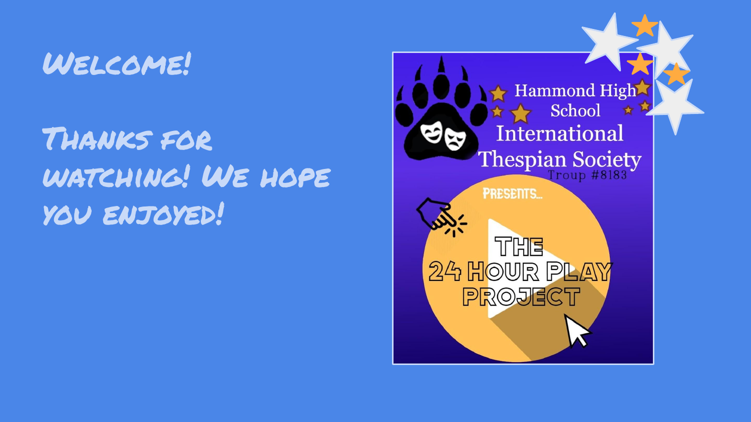# Welcome!

Thanks for watching! We hope you enjoyed!

Hammond High School International Thespian Society

Troup #8183

Presents...

The 24 Hour Play Project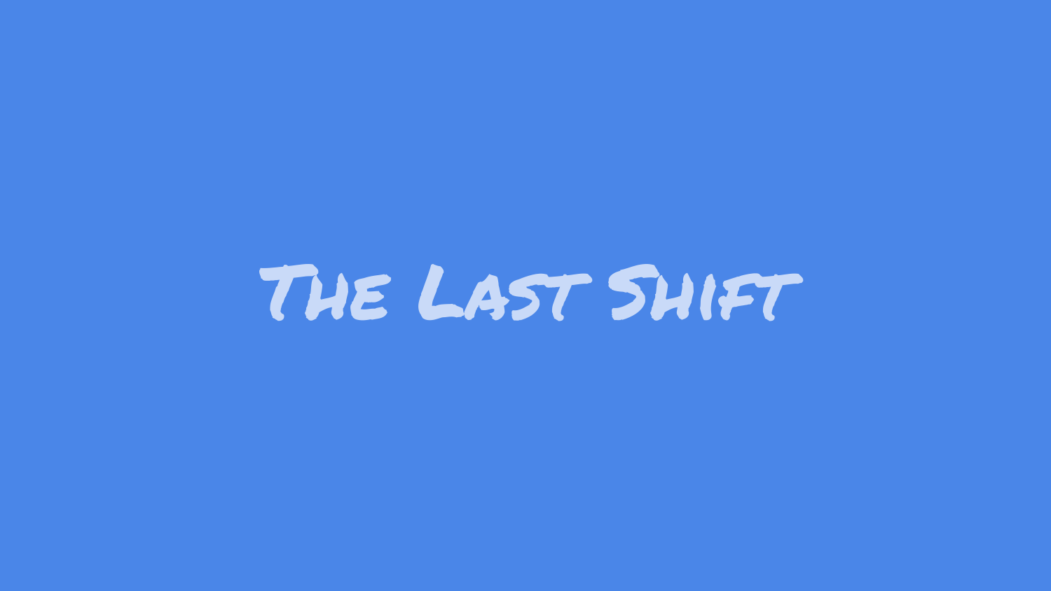# The Last Shift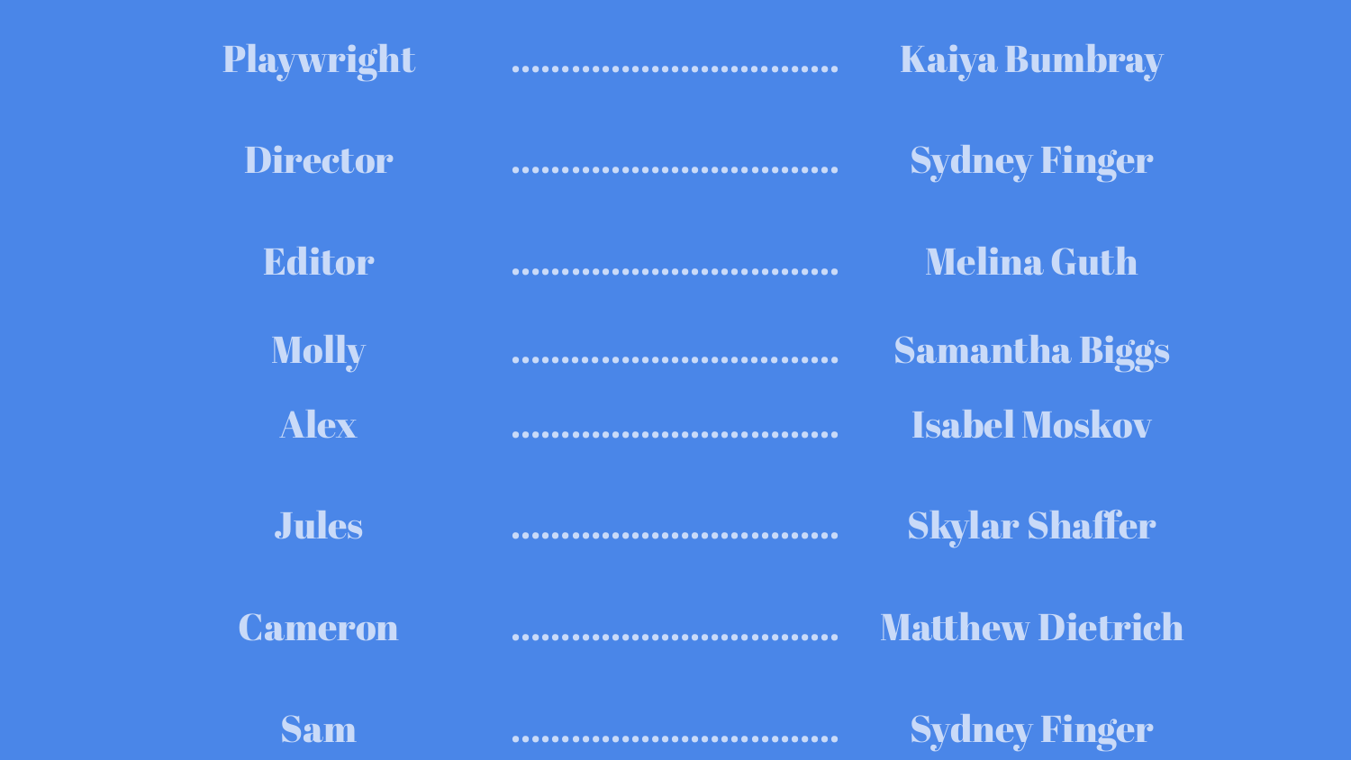Playwright .................................. Kaiya Bumbray

Director .................................. Sydney Finger

Editor .................................. Melina Guth

Molly .................................. Samantha Biggs

Alex .................................. Isabel Moskov

Jules .................................. Skylar Shaffer

Cameron .................................. Matthew Dietrich

Sam .................................. Sydney Finger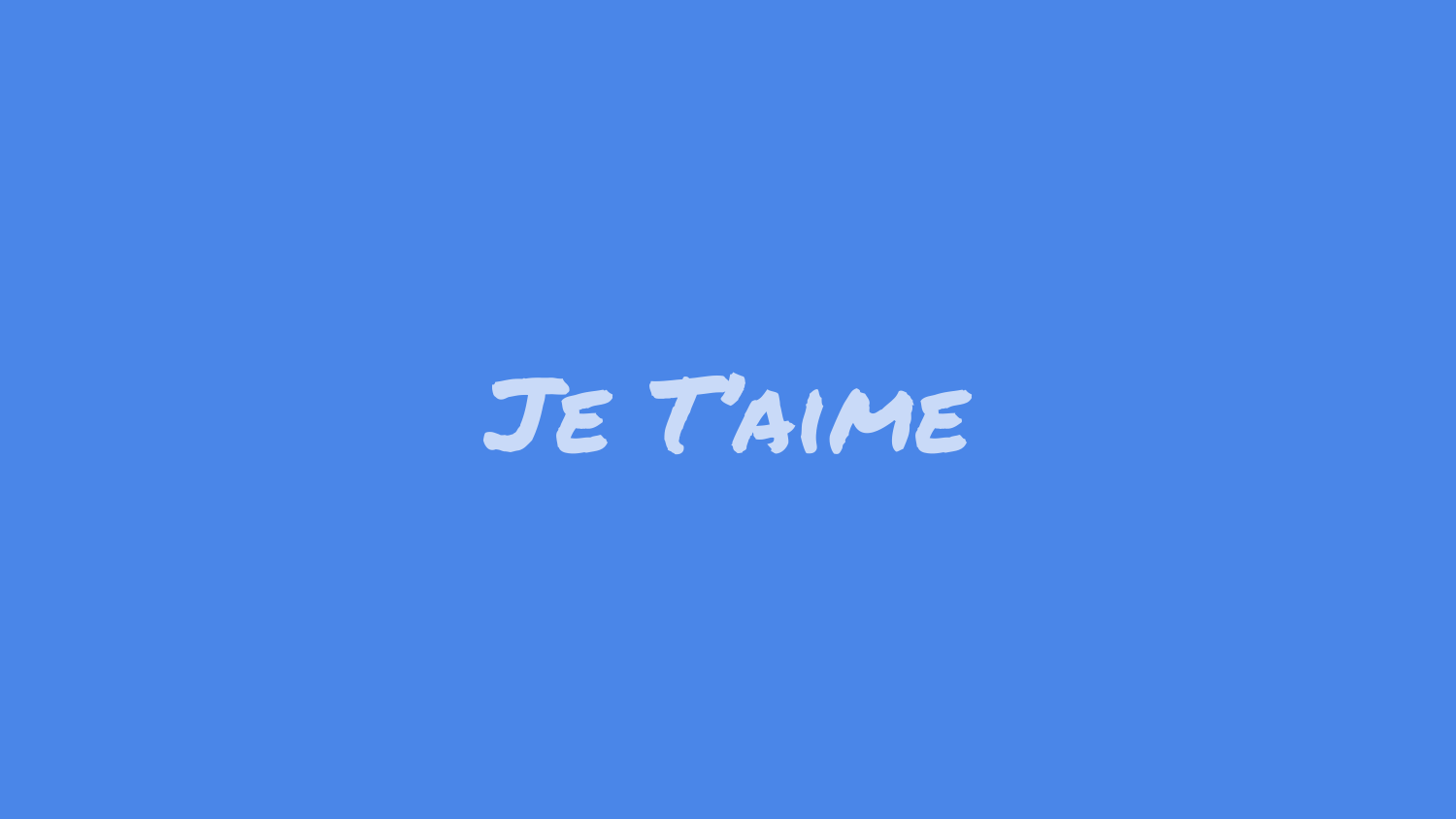Je T'aime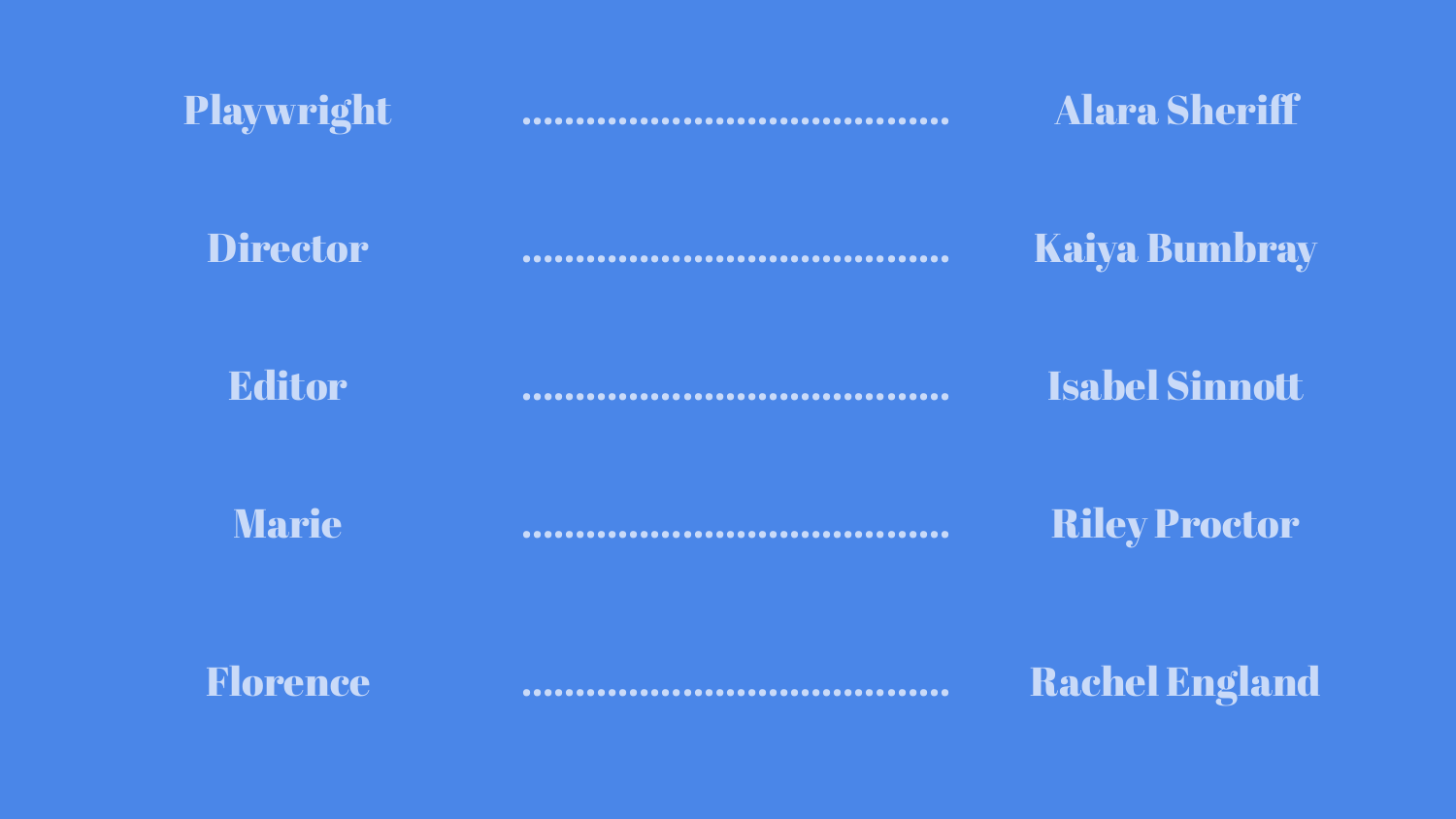Playwright .................................... Alara Sheriff

Director .................................... Kaiya Bumbray

Editor .................................... Isabel Sinnott

Marie .................................... Riley Proctor

Florence .................................... Rachel England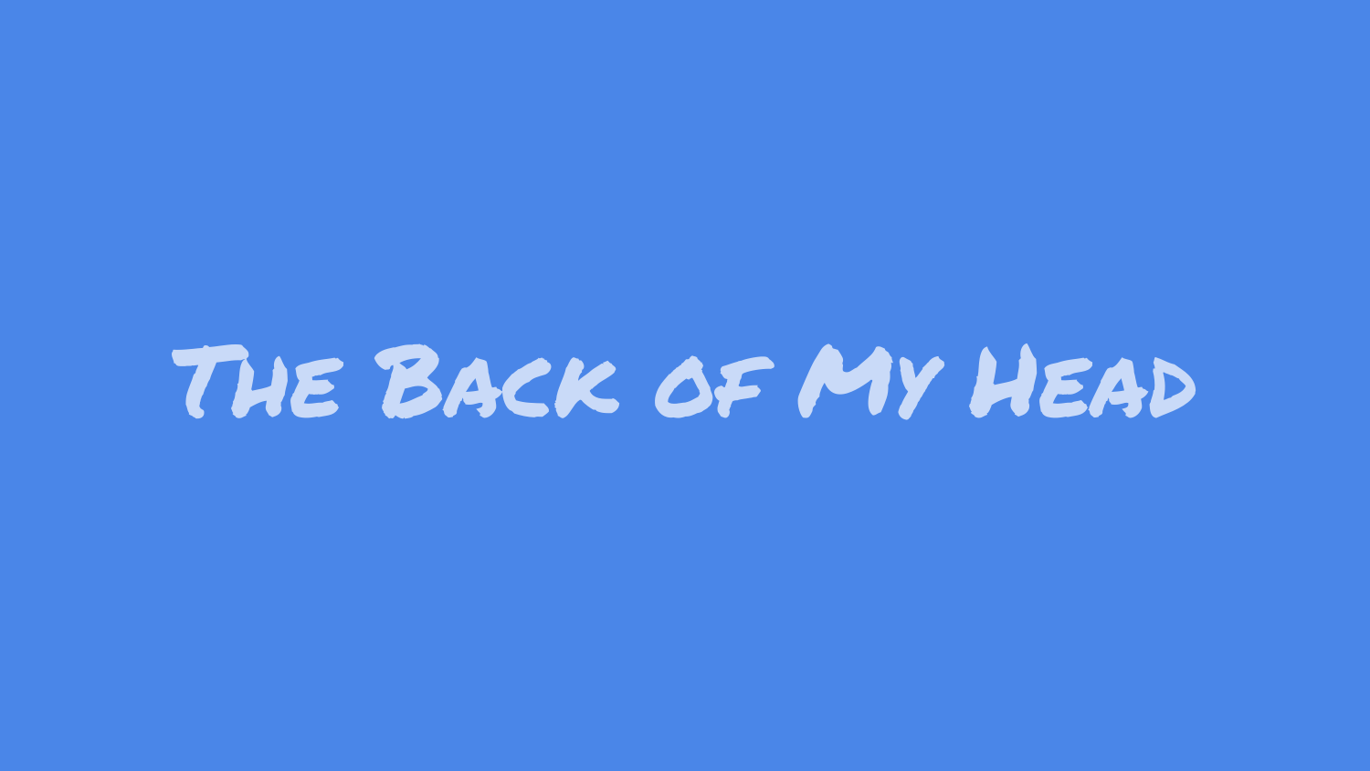# The Back of My Head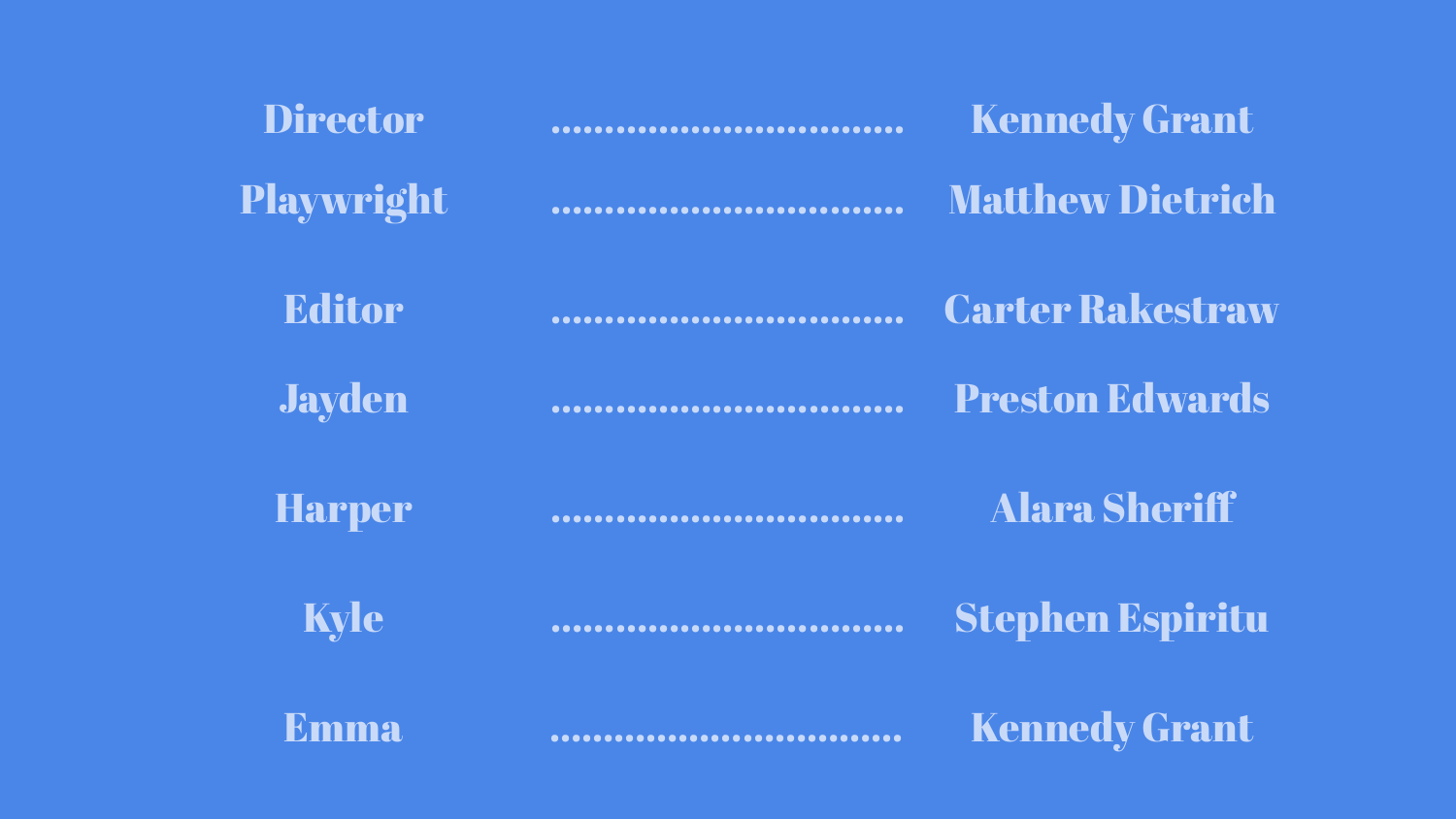Director .................................. Kennedy Grant

Playwright .................................. Matthew Dietrich

Editor .................................. Carter Rakestraw

Jayden .................................. Preston Edwards

Harper .................................. Alara Sheriff

Kyle .................................. Stephen Espiritu

Emma .................................. Kennedy Grant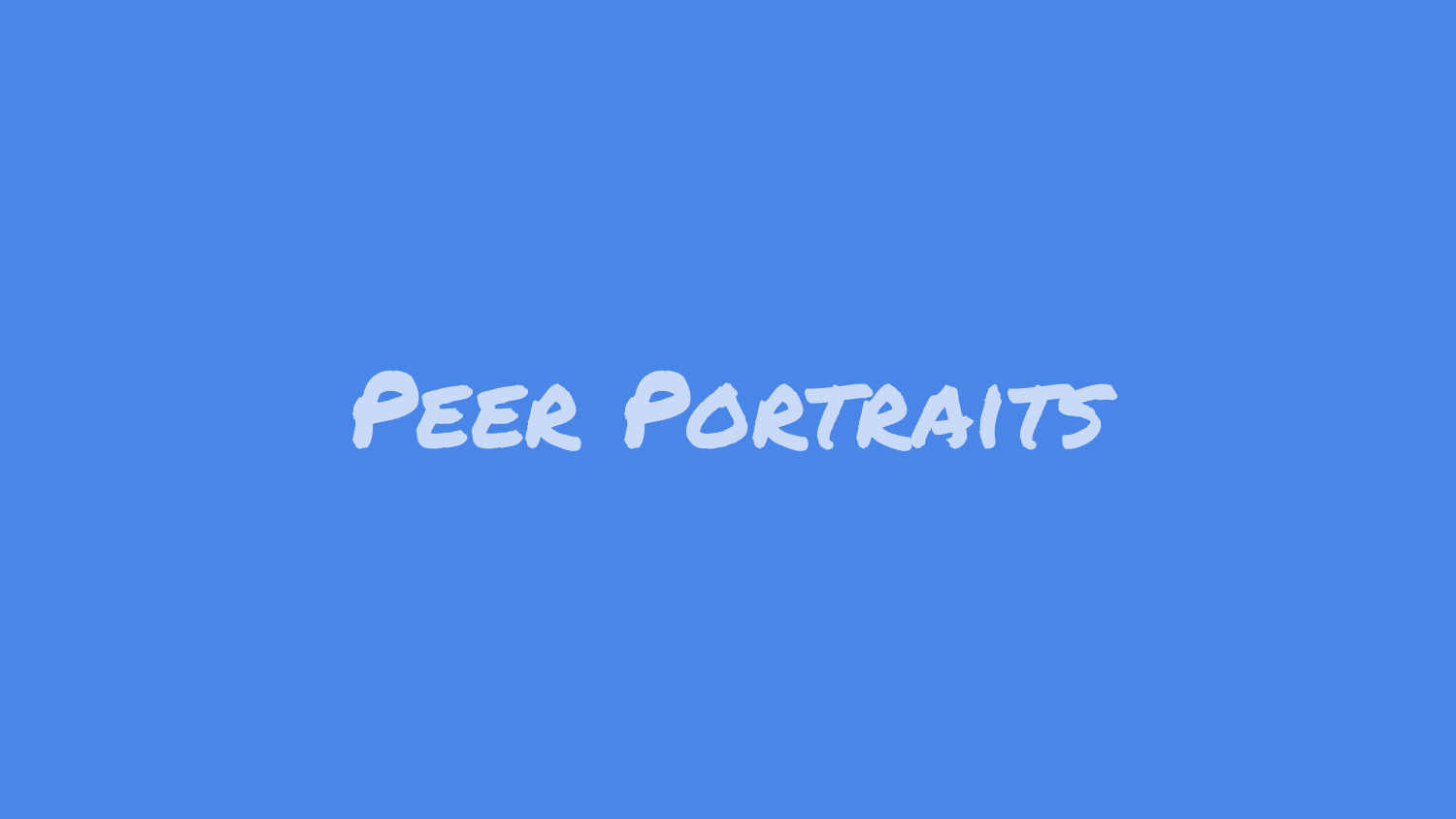# Peer Portraits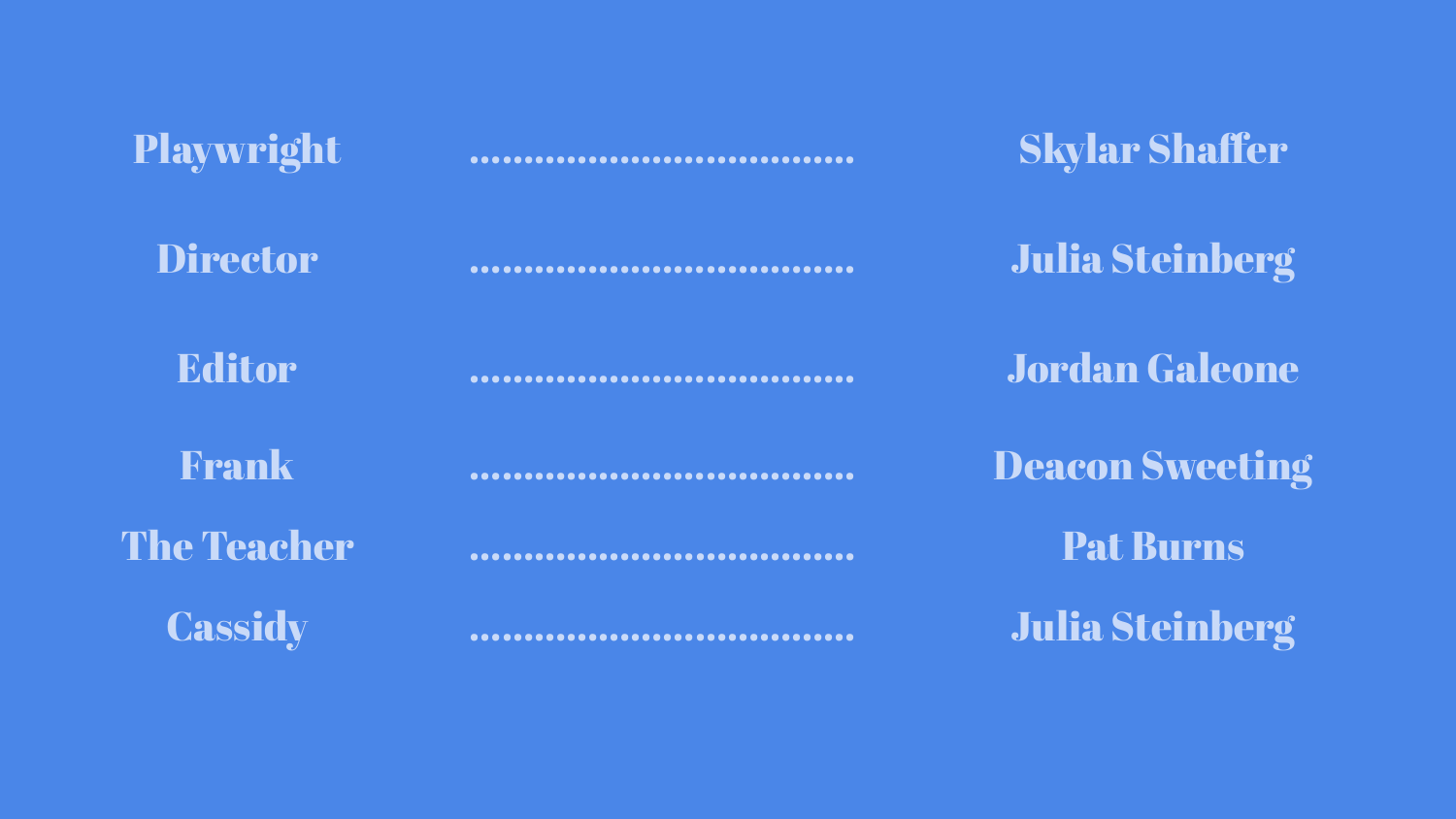| Role | Name |
| --- | --- |
| Playwright | Skylar Shaffer |
| Director | Julia Steinberg |
| Editor | Jordan Galeone |
| Frank | Deacon Sweeting |
| The Teacher | Pat Burns |
| Cassidy | Julia Steinberg |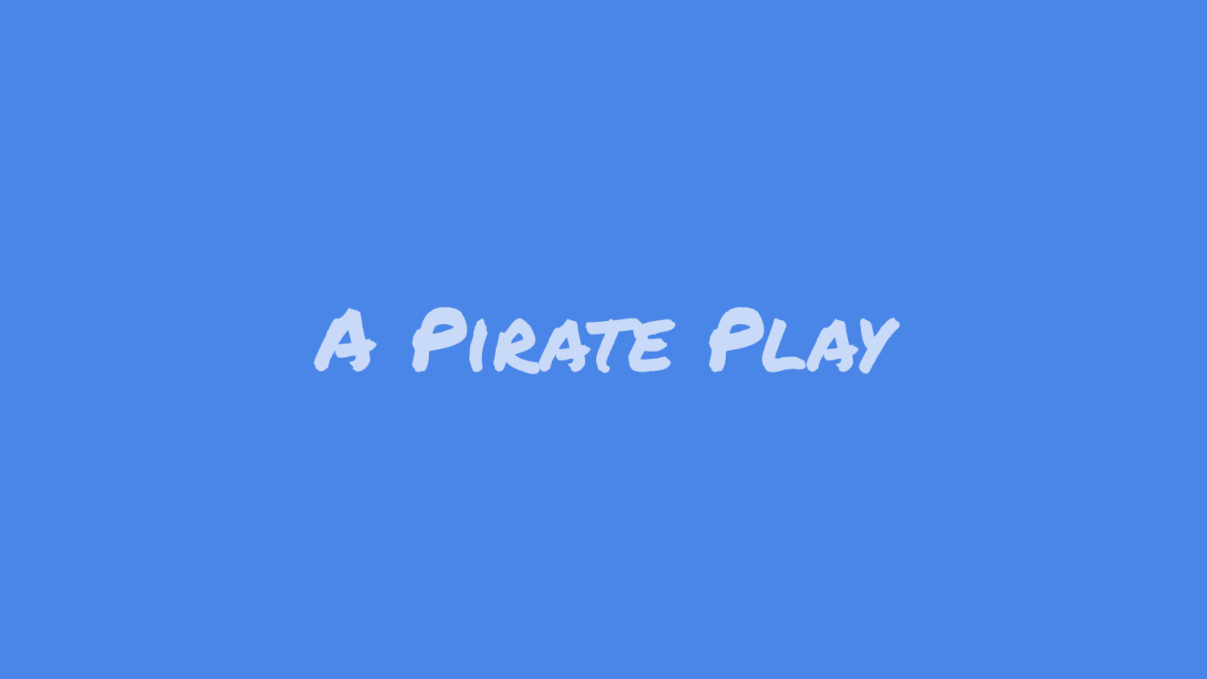# A Pirate Play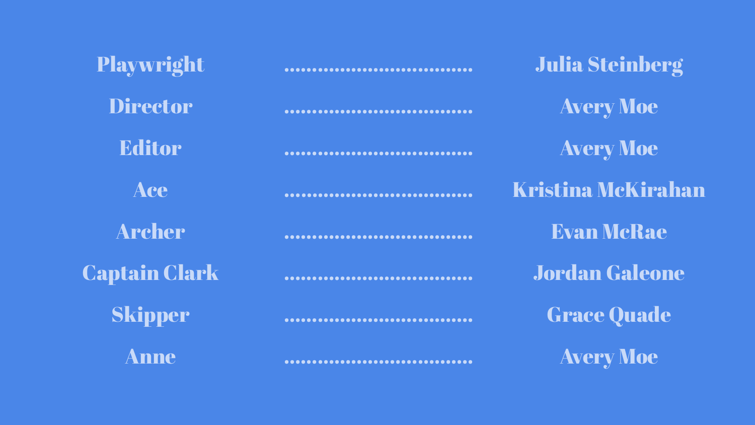| Role | | Name |
| --- | --- | --- |
| Playwright | ................................... | Julia Steinberg |
| Director | ................................... | Avery Moe |
| Editor | ................................... | Avery Moe |
| Ace | ................................... | Kristina McKirahan |
| Archer | ................................... | Evan McRae |
| Captain Clark | ................................... | Jordan Galeone |
| Skipper | ................................... | Grace Quade |
| Anne | ................................... | Avery Moe |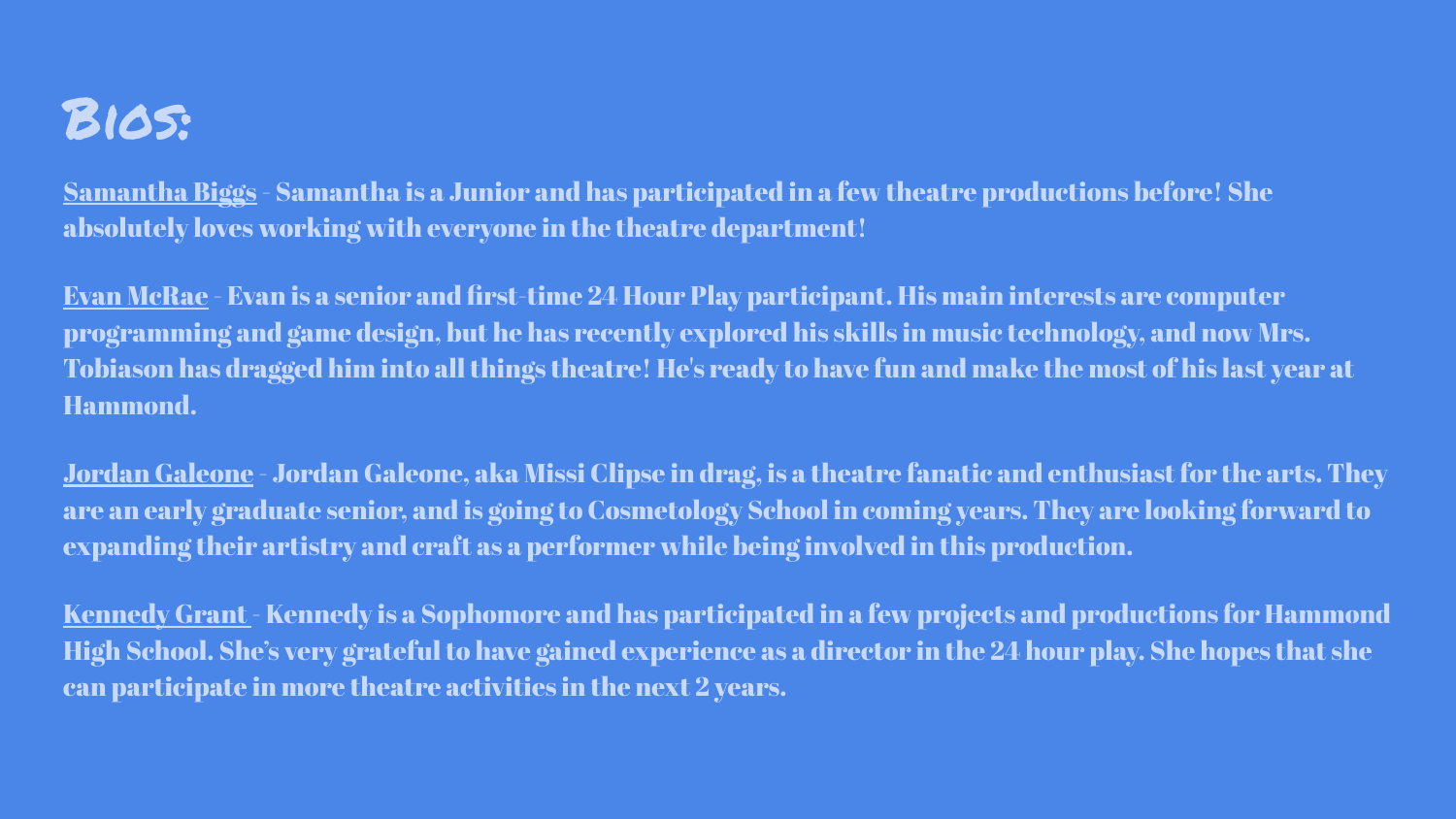# Bios:

<u>Samantha Biggs</u> - Samantha is a Junior and has participated in a few theatre productions before! She absolutely loves working with everyone in the theatre department!

<u>Evan McRae</u> - Evan is a senior and first-time 24 Hour Play participant. His main interests are computer programming and game design, but he has recently explored his skills in music technology, and now Mrs. Tobiason has dragged him into all things theatre! He's ready to have fun and make the most of his last year at Hammond.

<u>Jordan Galeone</u> - Jordan Galeone, aka Missi Clipse in drag, is a theatre fanatic and enthusiast for the arts. They are an early graduate senior, and is going to Cosmetology School in coming years. They are looking forward to expanding their artistry and craft as a performer while being involved in this production.

<u>Kennedy Grant</u> - Kennedy is a Sophomore and has participated in a few projects and productions for Hammond High School. She's very grateful to have gained experience as a director in the 24 hour play. She hopes that she can participate in more theatre activities in the next 2 years.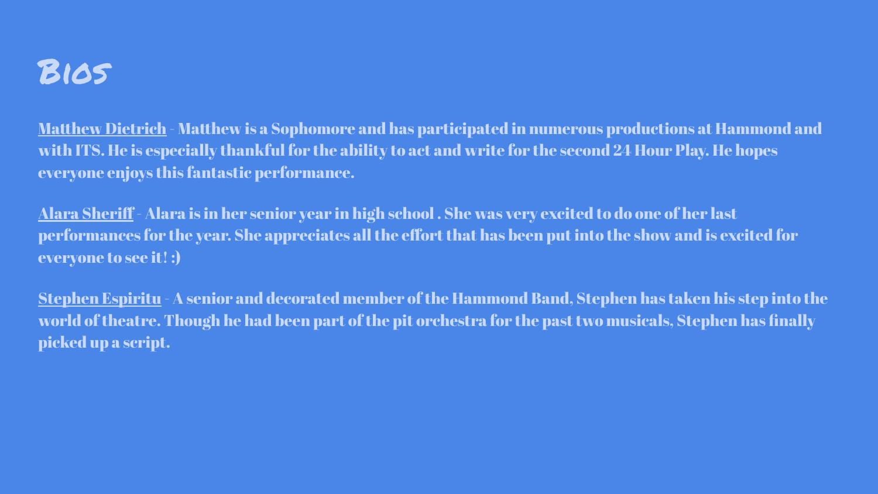# Bios

Matthew Dietrich - Matthew is a Sophomore and has participated in numerous productions at Hammond and with ITS. He is especially thankful for the ability to act and write for the second 24 Hour Play. He hopes everyone enjoys this fantastic performance.

Alara Sheriff - Alara is in her senior year in high school . She was very excited to do one of her last performances for the year. She appreciates all the effort that has been put into the show and is excited for everyone to see it! :)

Stephen Espiritu - A senior and decorated member of the Hammond Band, Stephen has taken his step into the world of theatre. Though he had been part of the pit orchestra for the past two musicals, Stephen has finally picked up a script.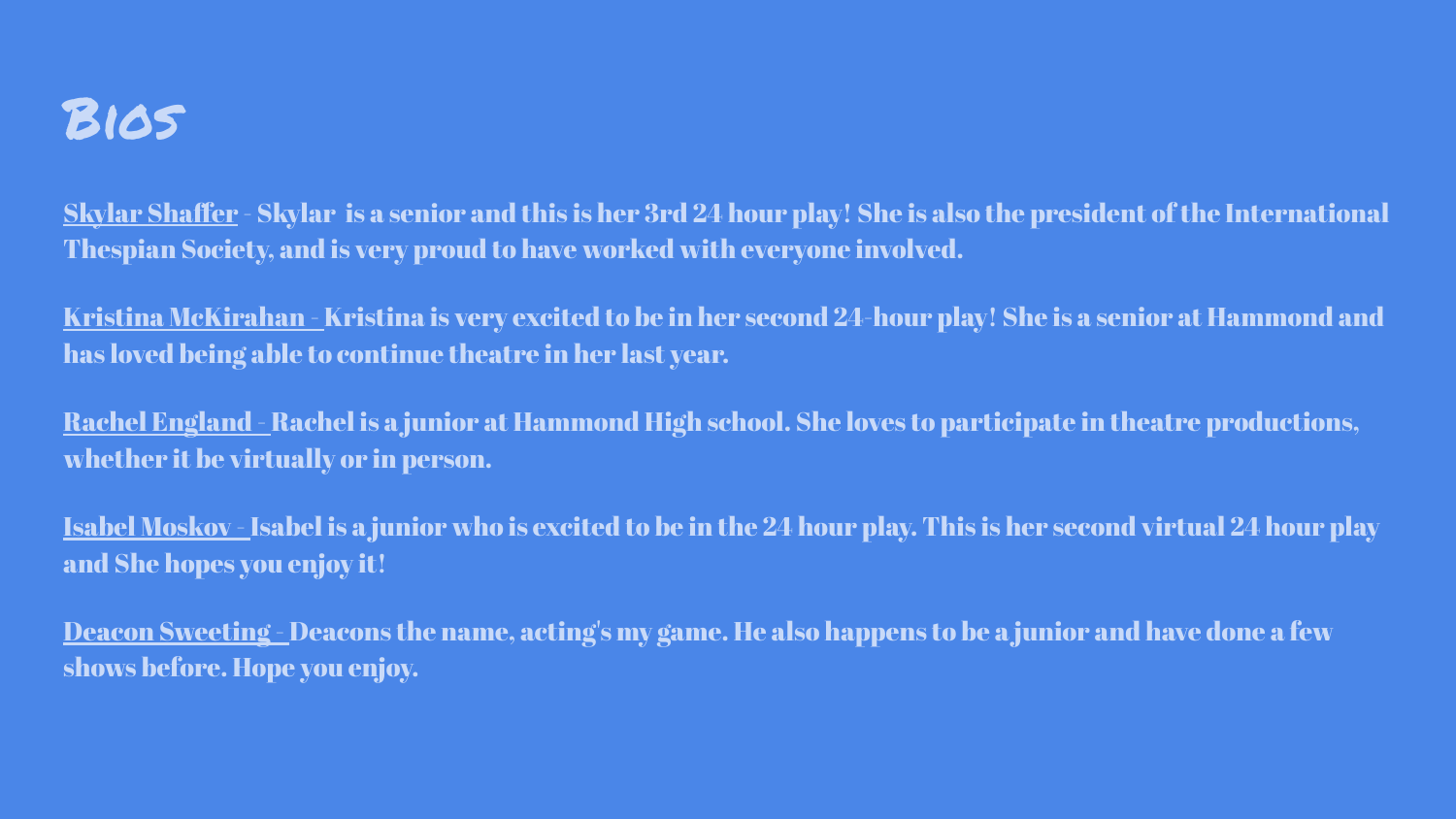# Bios

**Skylar Shaffer - Skylar is a senior and this is her 3rd 24 hour play! She is also the president of the International Thespian Society, and is very proud to have worked with everyone involved.**

**Kristina McKirahan - Kristina is very excited to be in her second 24-hour play! She is a senior at Hammond and has loved being able to continue theatre in her last year.**

**Rachel England - Rachel is a junior at Hammond High school. She loves to participate in theatre productions, whether it be virtually or in person.**

**Isabel Moskov - Isabel is a junior who is excited to be in the 24 hour play. This is her second virtual 24 hour play and She hopes you enjoy it!**

**Deacon Sweeting - Deacons the name, acting's my game. He also happens to be a junior and have done a few shows before. Hope you enjoy.**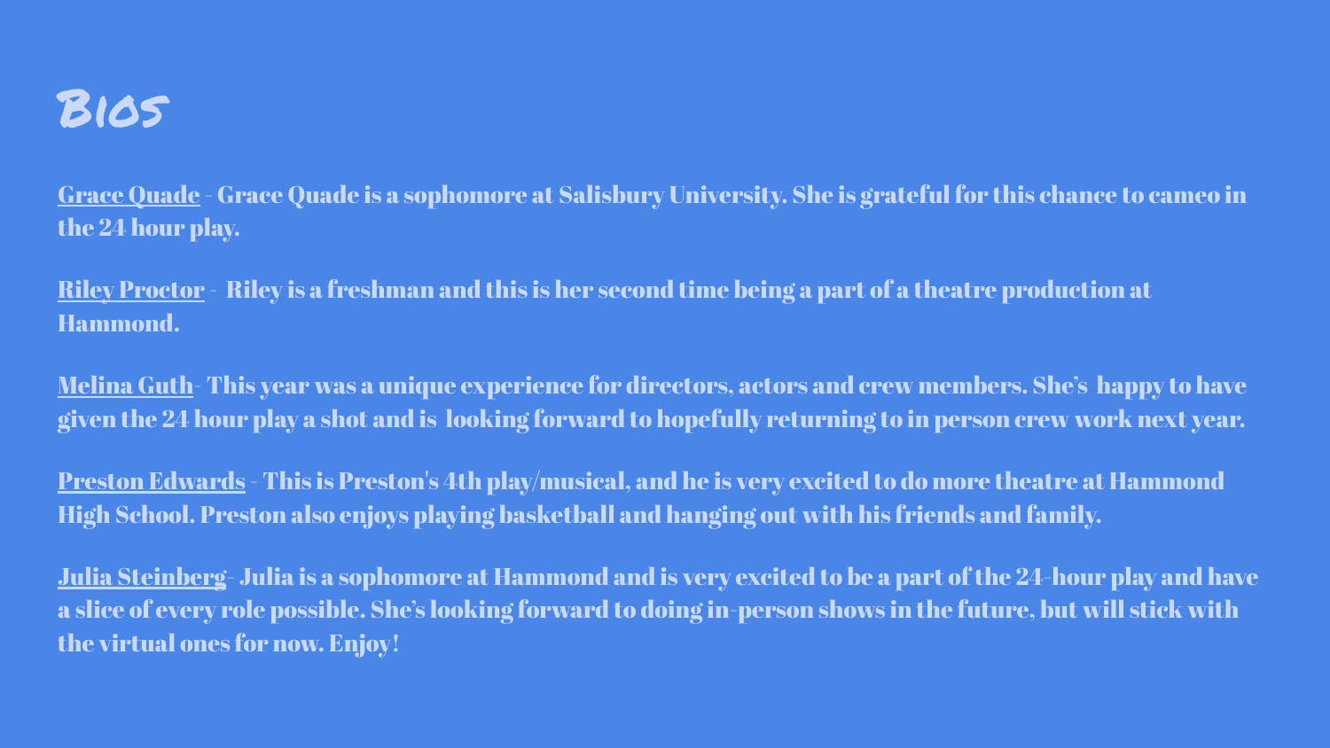# Bios

**Grace Quade - Grace Quade is a sophomore at Salisbury University. She is grateful for this chance to cameo in the 24 hour play.**

**Riley Proctor - Riley is a freshman and this is her second time being a part of a theatre production at Hammond.**

**Melina Guth- This year was a unique experience for directors, actors and crew members. She's happy to have given the 24 hour play a shot and is looking forward to hopefully returning to in person crew work next year.**

**Preston Edwards - This is Preston's 4th play/musical, and he is very excited to do more theatre at Hammond High School. Preston also enjoys playing basketball and hanging out with his friends and family.**

**Julia Steinberg- Julia is a sophomore at Hammond and is very excited to be a part of the 24-hour play and have a slice of every role possible. She's looking forward to doing in-person shows in the future, but will stick with the virtual ones for now. Enjoy!**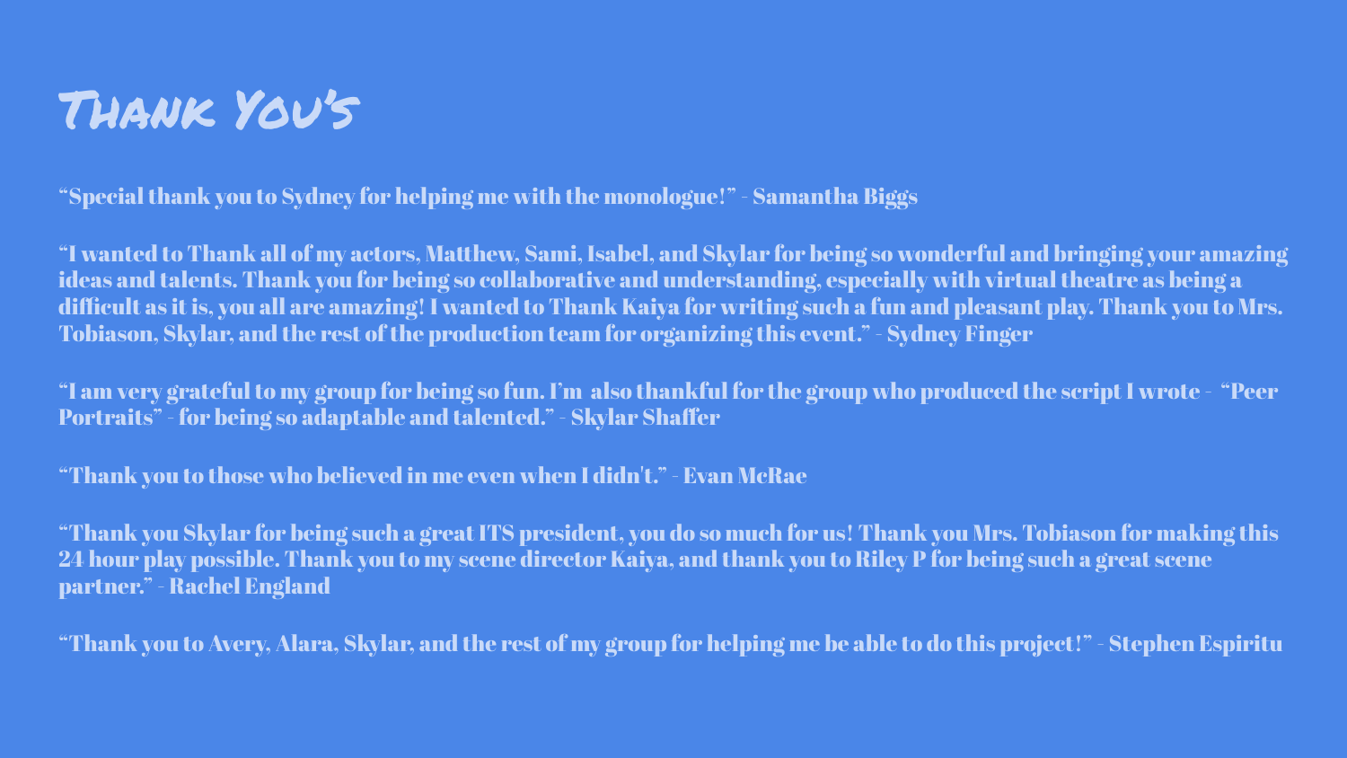# Thank You's

"Special thank you to Sydney for helping me with the monologue!" - Samantha Biggs

"I wanted to Thank all of my actors, Matthew, Sami, Isabel, and Skylar for being so wonderful and bringing your amazing ideas and talents. Thank you for being so collaborative and understanding, especially with virtual theatre as being a difficult as it is, you all are amazing! I wanted to Thank Kaiya for writing such a fun and pleasant play. Thank you to Mrs. Tobiason, Skylar, and the rest of the production team for organizing this event." - Sydney Finger

"I am very grateful to my group for being so fun. I'm also thankful for the group who produced the script I wrote - "Peer Portraits" - for being so adaptable and talented." - Skylar Shaffer

"Thank you to those who believed in me even when I didn't." - Evan McRae

"Thank you Skylar for being such a great ITS president, you do so much for us! Thank you Mrs. Tobiason for making this 24 hour play possible. Thank you to my scene director Kaiya, and thank you to Riley P for being such a great scene partner." - Rachel England

"Thank you to Avery, Alara, Skylar, and the rest of my group for helping me be able to do this project!" - Stephen Espiritu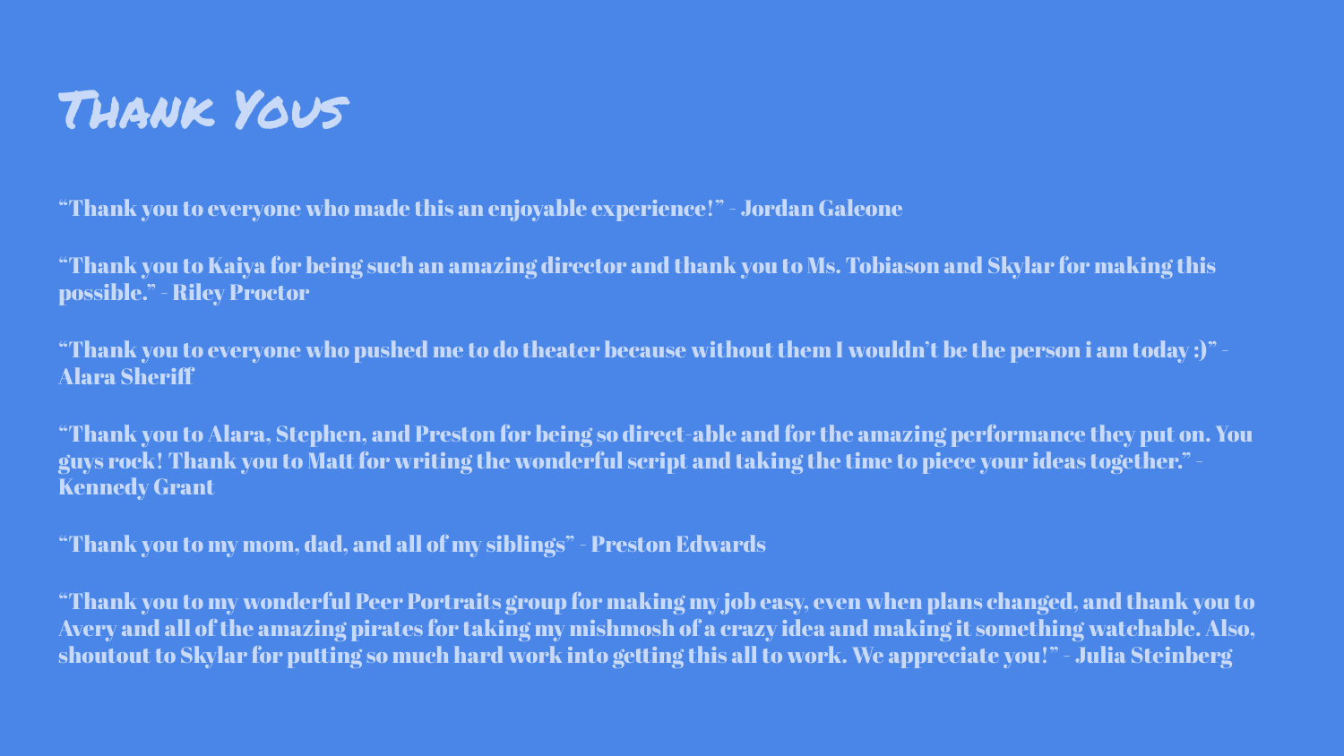# Thank Yous

**"Thank you to everyone who made this an enjoyable experience!" - Jordan Galeone**

**"Thank you to Kaiya for being such an amazing director and thank you to Ms. Tobiason and Skylar for making this possible." - Riley Proctor**

**"Thank you to everyone who pushed me to do theater because without them I wouldn't be the person i am today :)" - Alara Sheriff**

**"Thank you to Alara, Stephen, and Preston for being so direct-able and for the amazing performance they put on. You guys rock! Thank you to Matt for writing the wonderful script and taking the time to piece your ideas together." - Kennedy Grant**

**"Thank you to my mom, dad, and all of my siblings" - Preston Edwards**

**"Thank you to my wonderful Peer Portraits group for making my job easy, even when plans changed, and thank you to Avery and all of the amazing pirates for taking my mishmosh of a crazy idea and making it something watchable. Also, shoutout to Skylar for putting so much hard work into getting this all to work. We appreciate you!" - Julia Steinberg**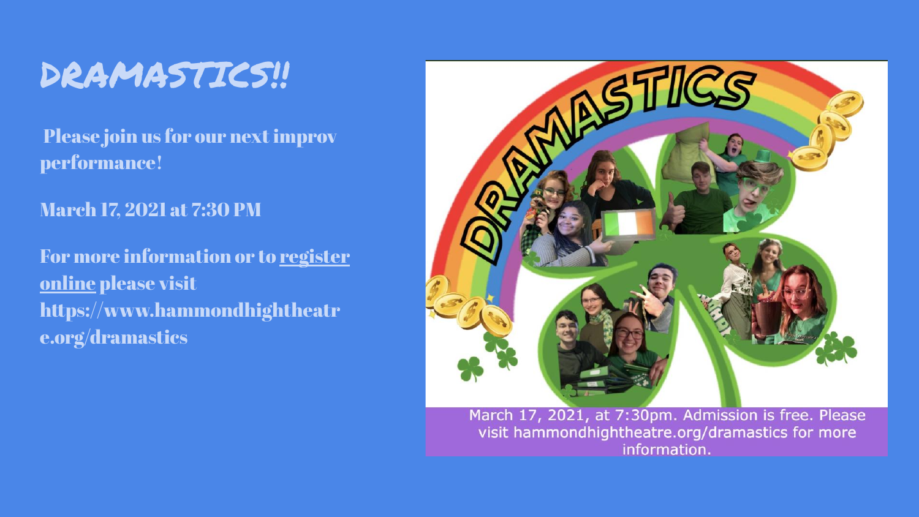# DRAMASTICS!!

**Please join us for our next improv performance!**

**March 17, 2021 at 7:30 PM**

**For more information or to register online please visit https://www.hammondhightheatre.org/dramastics**

DRAMASTICS

March 17, 2021, at 7:30pm. Admission is free. Please visit hammondhightheatre.org/dramastics for more information.